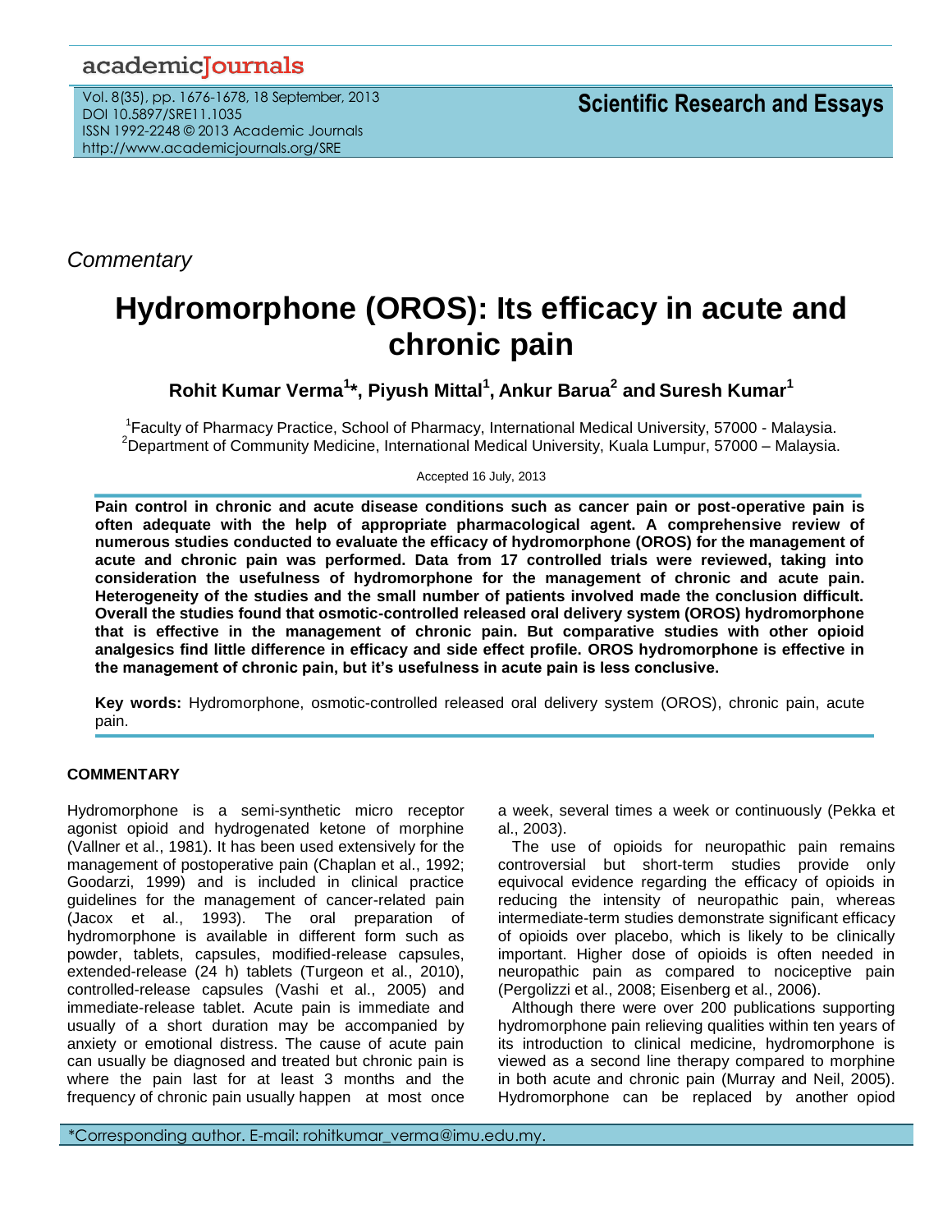*Commentary*

# Hydromorphone (OROS): Its efficacy in acute and chronic pain

**Rohit Kumar Verma[1]\*, Piyush Mittal[1], Ankur Barua[2] and Suresh Kumar[1]**

[1]Faculty of Pharmacy Practice, School of Pharmacy, International Medical University, 57000 - Malaysia.
[2]Department of Community Medicine, International Medical University, Kuala Lumpur, 57000 – Malaysia.

Accepted 16 July, 2013

**Pain control in chronic and acute disease conditions such as cancer pain or post-operative pain is often adequate with the help of appropriate pharmacological agent. A comprehensive review of numerous studies conducted to evaluate the efficacy of hydromorphone (OROS) for the management of acute and chronic pain was performed. Data from 17 controlled trials were reviewed, taking into consideration the usefulness of hydromorphone for the management of chronic and acute pain. Heterogeneity of the studies and the small number of patients involved made the conclusion difficult. Overall the studies found that osmotic-controlled released oral delivery system (OROS) hydromorphone that is effective in the management of chronic pain. But comparative studies with other opioid analgesics find little difference in efficacy and side effect profile. OROS hydromorphone is effective in the management of chronic pain, but it's usefulness in acute pain is less conclusive.**

**Key words:** Hydromorphone, osmotic-controlled released oral delivery system (OROS), chronic pain, acute pain.

## COMMENTARY

Hydromorphone is a semi-synthetic micro receptor agonist opioid and hydrogenated ketone of morphine (Vallner et al., 1981). It has been used extensively for the management of postoperative pain (Chaplan et al., 1992; Goodarzi, 1999) and is included in clinical practice guidelines for the management of cancer-related pain (Jacox et al., 1993). The oral preparation of hydromorphone is available in different form such as powder, tablets, capsules, modified-release capsules, extended-release (24 h) tablets (Turgeon et al., 2010), controlled-release capsules (Vashi et al., 2005) and immediate-release tablet. Acute pain is immediate and usually of a short duration may be accompanied by anxiety or emotional distress. The cause of acute pain can usually be diagnosed and treated but chronic pain is where the pain last for at least 3 months and the frequency of chronic pain usually happen at most once a week, several times a week or continuously (Pekka et al., 2003).

The use of opioids for neuropathic pain remains controversial but short-term studies provide only equivocal evidence regarding the efficacy of opioids in reducing the intensity of neuropathic pain, whereas intermediate-term studies demonstrate significant efficacy of opioids over placebo, which is likely to be clinically important. Higher dose of opioids is often needed in neuropathic pain as compared to nociceptive pain (Pergolizzi et al., 2008; Eisenberg et al., 2006).

Although there were over 200 publications supporting hydromorphone pain relieving qualities within ten years of its introduction to clinical medicine, hydromorphone is viewed as a second line therapy compared to morphine in both acute and chronic pain (Murray and Neil, 2005). Hydromorphone can be replaced by another opiod

\*Corresponding author. E-mail: rohitkumar_verma@imu.edu.my.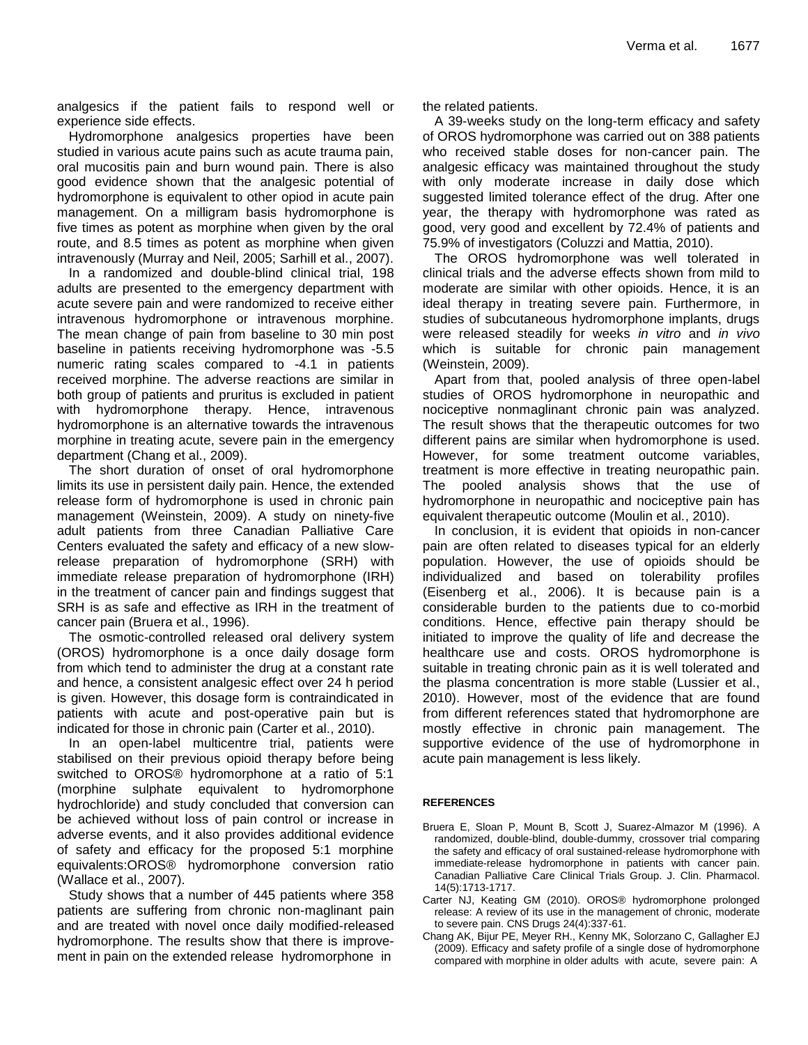analgesics if the patient fails to respond well or experience side effects.

Hydromorphone analgesics properties have been studied in various acute pains such as acute trauma pain, oral mucositis pain and burn wound pain. There is also good evidence shown that the analgesic potential of hydromorphone is equivalent to other opiod in acute pain management. On a milligram basis hydromorphone is five times as potent as morphine when given by the oral route, and 8.5 times as potent as morphine when given intravenously (Murray and Neil, 2005; Sarhill et al., 2007).

In a randomized and double-blind clinical trial, 198 adults are presented to the emergency department with acute severe pain and were randomized to receive either intravenous hydromorphone or intravenous morphine. The mean change of pain from baseline to 30 min post baseline in patients receiving hydromorphone was -5.5 numeric rating scales compared to -4.1 in patients received morphine. The adverse reactions are similar in both group of patients and pruritus is excluded in patient with hydromorphone therapy. Hence, intravenous hydromorphone is an alternative towards the intravenous morphine in treating acute, severe pain in the emergency department (Chang et al., 2009).

The short duration of onset of oral hydromorphone limits its use in persistent daily pain. Hence, the extended release form of hydromorphone is used in chronic pain management (Weinstein, 2009). A study on ninety-five adult patients from three Canadian Palliative Care Centers evaluated the safety and efficacy of a new slow-release preparation of hydromorphone (SRH) with immediate release preparation of hydromorphone (IRH) in the treatment of cancer pain and findings suggest that SRH is as safe and effective as IRH in the treatment of cancer pain (Bruera et al., 1996).

The osmotic-controlled released oral delivery system (OROS) hydromorphone is a once daily dosage form from which tend to administer the drug at a constant rate and hence, a consistent analgesic effect over 24 h period is given. However, this dosage form is contraindicated in patients with acute and post-operative pain but is indicated for those in chronic pain (Carter et al., 2010).

In an open-label multicentre trial, patients were stabilised on their previous opioid therapy before being switched to OROS® hydromorphone at a ratio of 5:1 (morphine sulphate equivalent to hydromorphone hydrochloride) and study concluded that conversion can be achieved without loss of pain control or increase in adverse events, and it also provides additional evidence of safety and efficacy for the proposed 5:1 morphine equivalents:OROS® hydromorphone conversion ratio (Wallace et al., 2007).

Study shows that a number of 445 patients where 358 patients are suffering from chronic non-maglinant pain and are treated with novel once daily modified-released hydromorphone. The results show that there is improvement in pain on the extended release hydromorphone in the related patients.

A 39-weeks study on the long-term efficacy and safety of OROS hydromorphone was carried out on 388 patients who received stable doses for non-cancer pain. The analgesic efficacy was maintained throughout the study with only moderate increase in daily dose which suggested limited tolerance effect of the drug. After one year, the therapy with hydromorphone was rated as good, very good and excellent by 72.4% of patients and 75.9% of investigators (Coluzzi and Mattia, 2010).

The OROS hydromorphone was well tolerated in clinical trials and the adverse effects shown from mild to moderate are similar with other opioids. Hence, it is an ideal therapy in treating severe pain. Furthermore, in studies of subcutaneous hydromorphone implants, drugs were released steadily for weeks *in vitro* and *in vivo* which is suitable for chronic pain management (Weinstein, 2009).

Apart from that, pooled analysis of three open-label studies of OROS hydromorphone in neuropathic and nociceptive nonmaglinant chronic pain was analyzed. The result shows that the therapeutic outcomes for two different pains are similar when hydromorphone is used. However, for some treatment outcome variables, treatment is more effective in treating neuropathic pain. The pooled analysis shows that the use of hydromorphone in neuropathic and nociceptive pain has equivalent therapeutic outcome (Moulin et al., 2010).

In conclusion, it is evident that opioids in non-cancer pain are often related to diseases typical for an elderly population. However, the use of opioids should be individualized and based on tolerability profiles (Eisenberg et al., 2006). It is because pain is a considerable burden to the patients due to co-morbid conditions. Hence, effective pain therapy should be initiated to improve the quality of life and decrease the healthcare use and costs. OROS hydromorphone is suitable in treating chronic pain as it is well tolerated and the plasma concentration is more stable (Lussier et al., 2010). However, most of the evidence that are found from different references stated that hydromorphone are mostly effective in chronic pain management. The supportive evidence of the use of hydromorphone in acute pain management is less likely.

## REFERENCES

Bruera E, Sloan P, Mount B, Scott J, Suarez-Almazor M (1996). A randomized, double-blind, double-dummy, crossover trial comparing the safety and efficacy of oral sustained-release hydromorphone with immediate-release hydromorphone in patients with cancer pain. Canadian Palliative Care Clinical Trials Group. J. Clin. Pharmacol. 14(5):1713-1717.

Carter NJ, Keating GM (2010). OROS® hydromorphone prolonged release: A review of its use in the management of chronic, moderate to severe pain. CNS Drugs 24(4):337-61.

Chang AK, Bijur PE, Meyer RH., Kenny MK, Solorzano C, Gallagher EJ (2009). Efficacy and safety profile of a single dose of hydromorphone compared with morphine in older adults with acute, severe pain: A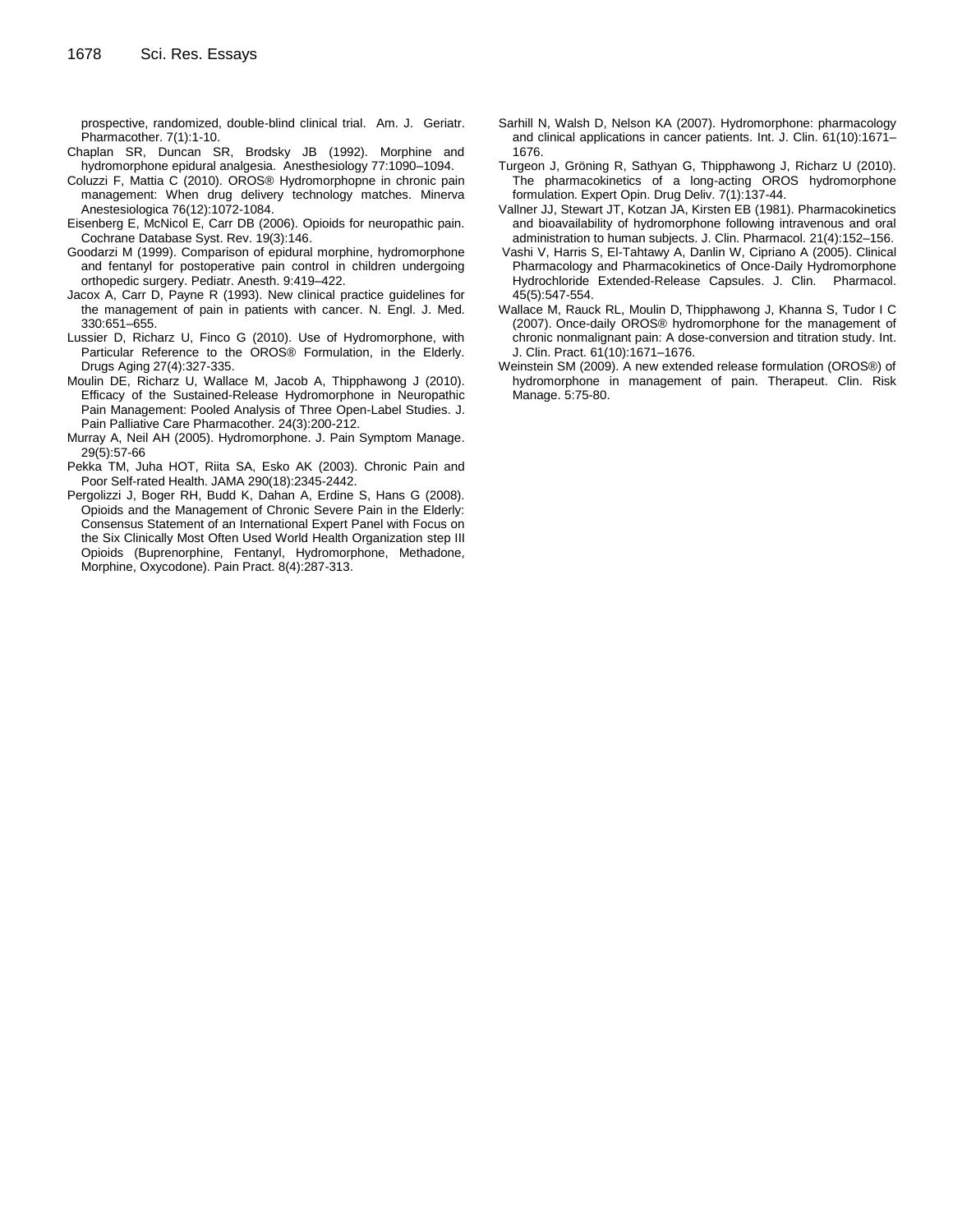prospective, randomized, double-blind clinical trial. Am. J. Geriatr. Pharmacother. 7(1):1-10.

Chaplan SR, Duncan SR, Brodsky JB (1992). Morphine and hydromorphone epidural analgesia. Anesthesiology 77:1090–1094.

Coluzzi F, Mattia C (2010). OROS® Hydromorphopne in chronic pain management: When drug delivery technology matches. Minerva Anestesiologica 76(12):1072-1084.

Eisenberg E, McNicol E, Carr DB (2006). Opioids for neuropathic pain. Cochrane Database Syst. Rev. 19(3):146.

Goodarzi M (1999). Comparison of epidural morphine, hydromorphone and fentanyl for postoperative pain control in children undergoing orthopedic surgery. Pediatr. Anesth. 9:419–422.

Jacox A, Carr D, Payne R (1993). New clinical practice guidelines for the management of pain in patients with cancer. N. Engl. J. Med. 330:651–655.

Lussier D, Richarz U, Finco G (2010). Use of Hydromorphone, with Particular Reference to the OROS® Formulation, in the Elderly. Drugs Aging 27(4):327-335.

Moulin DE, Richarz U, Wallace M, Jacob A, Thipphawong J (2010). Efficacy of the Sustained-Release Hydromorphone in Neuropathic Pain Management: Pooled Analysis of Three Open-Label Studies. J. Pain Palliative Care Pharmacother. 24(3):200-212.

Murray A, Neil AH (2005). Hydromorphone. J. Pain Symptom Manage. 29(5):57-66

Pekka TM, Juha HOT, Riita SA, Esko AK (2003). Chronic Pain and Poor Self-rated Health. JAMA 290(18):2345-2442.

Pergolizzi J, Boger RH, Budd K, Dahan A, Erdine S, Hans G (2008). Opioids and the Management of Chronic Severe Pain in the Elderly: Consensus Statement of an International Expert Panel with Focus on the Six Clinically Most Often Used World Health Organization step III Opioids (Buprenorphine, Fentanyl, Hydromorphone, Methadone, Morphine, Oxycodone). Pain Pract. 8(4):287-313.

Sarhill N, Walsh D, Nelson KA (2007). Hydromorphone: pharmacology and clinical applications in cancer patients. Int. J. Clin. 61(10):1671–1676.

Turgeon J, Gröning R, Sathyan G, Thipphawong J, Richarz U (2010). The pharmacokinetics of a long-acting OROS hydromorphone formulation. Expert Opin. Drug Deliv. 7(1):137-44.

Vallner JJ, Stewart JT, Kotzan JA, Kirsten EB (1981). Pharmacokinetics and bioavailability of hydromorphone following intravenous and oral administration to human subjects. J. Clin. Pharmacol. 21(4):152–156.

Vashi V, Harris S, El-Tahtawy A, Danlin W, Cipriano A (2005). Clinical Pharmacology and Pharmacokinetics of Once-Daily Hydromorphone Hydrochloride Extended-Release Capsules. J. Clin. Pharmacol. 45(5):547-554.

Wallace M, Rauck RL, Moulin D, Thipphawong J, Khanna S, Tudor I C (2007). Once-daily OROS® hydromorphone for the management of chronic nonmalignant pain: A dose-conversion and titration study. Int. J. Clin. Pract. 61(10):1671–1676.

Weinstein SM (2009). A new extended release formulation (OROS®) of hydromorphone in management of pain. Therapeut. Clin. Risk Manage. 5:75-80.